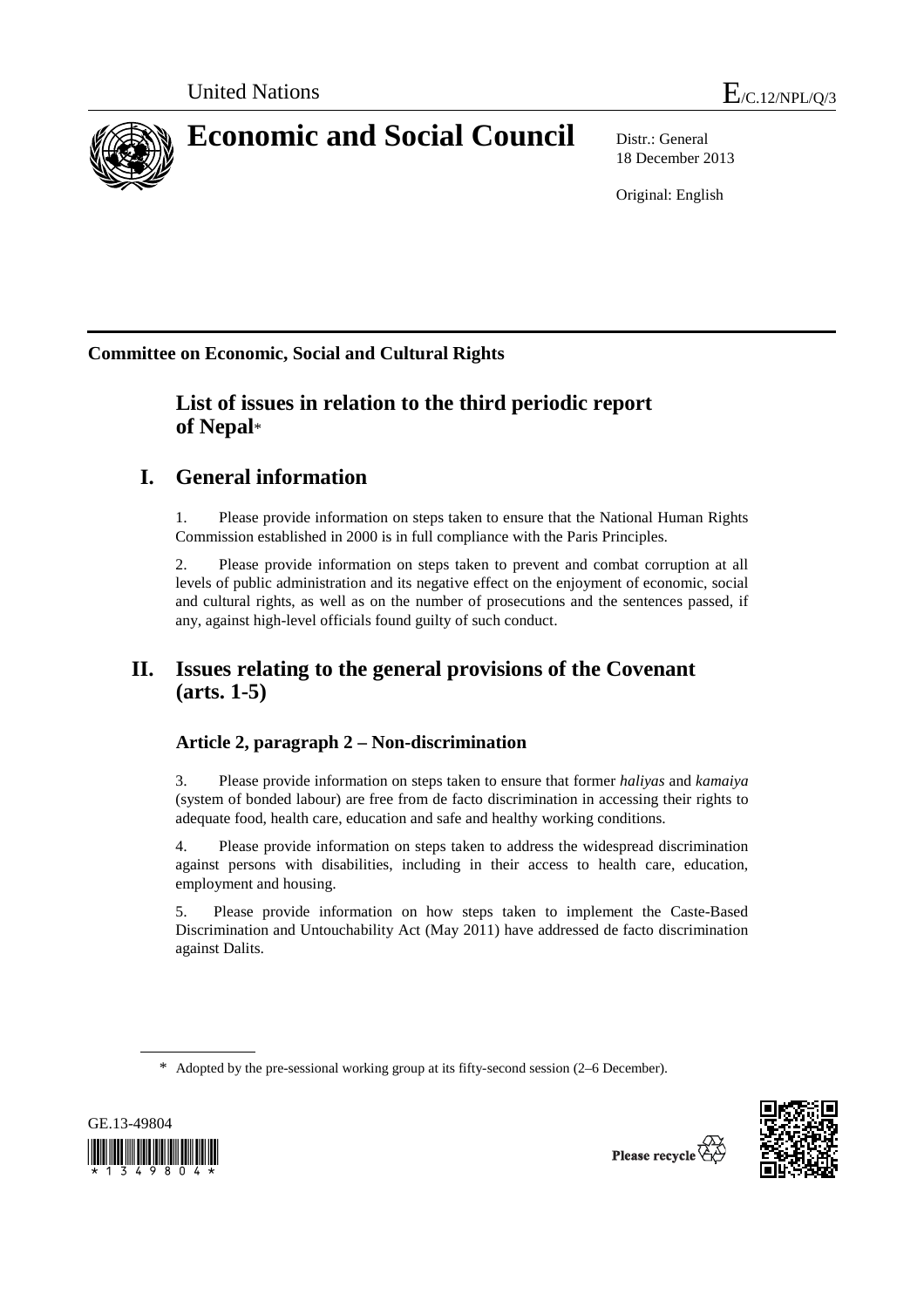United Nations

E/C.12/NPL/Q/3

# Economic and Social Council

Distr.: General
18 December 2013

Original: English

**Committee on Economic, Social and Cultural Rights**

## List of issues in relation to the third periodic report of Nepal*

## I. General information

1. Please provide information on steps taken to ensure that the National Human Rights Commission established in 2000 is in full compliance with the Paris Principles.

2. Please provide information on steps taken to prevent and combat corruption at all levels of public administration and its negative effect on the enjoyment of economic, social and cultural rights, as well as on the number of prosecutions and the sentences passed, if any, against high-level officials found guilty of such conduct.

## II. Issues relating to the general provisions of the Covenant (arts. 1-5)

### Article 2, paragraph 2 – Non-discrimination

3. Please provide information on steps taken to ensure that former *haliyas* and *kamaiya* (system of bonded labour) are free from de facto discrimination in accessing their rights to adequate food, health care, education and safe and healthy working conditions.

4. Please provide information on steps taken to address the widespread discrimination against persons with disabilities, including in their access to health care, education, employment and housing.

5. Please provide information on how steps taken to implement the Caste-Based Discrimination and Untouchability Act (May 2011) have addressed de facto discrimination against Dalits.

\* Adopted by the pre-sessional working group at its fifty-second session (2–6 December).

GE.13-49804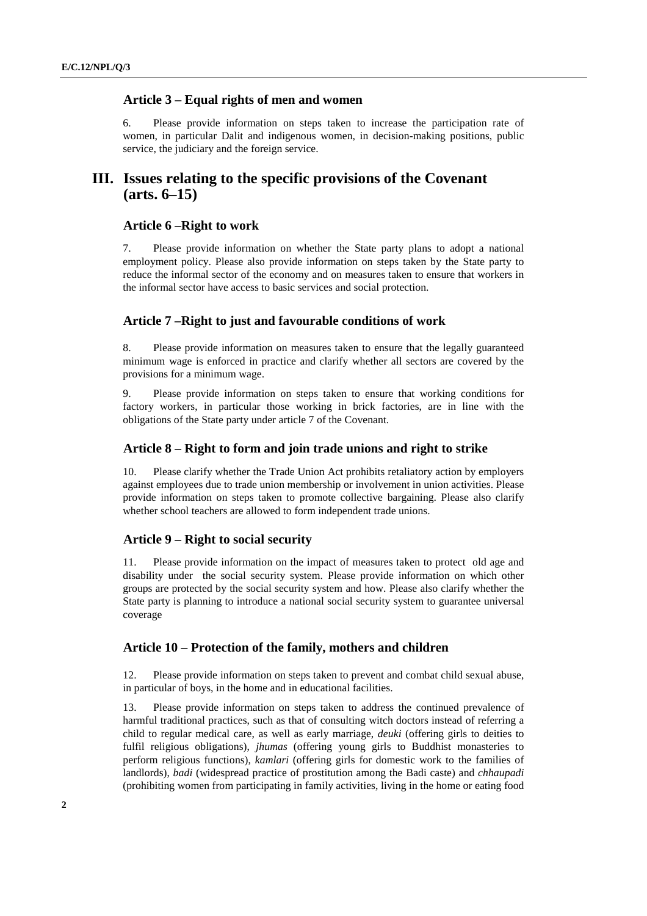### Article 3 – Equal rights of men and women

6. Please provide information on steps taken to increase the participation rate of women, in particular Dalit and indigenous women, in decision-making positions, public service, the judiciary and the foreign service.

## III. Issues relating to the specific provisions of the Covenant (arts. 6–15)

### Article 6 –Right to work

7. Please provide information on whether the State party plans to adopt a national employment policy. Please also provide information on steps taken by the State party to reduce the informal sector of the economy and on measures taken to ensure that workers in the informal sector have access to basic services and social protection.

### Article 7 –Right to just and favourable conditions of work

8. Please provide information on measures taken to ensure that the legally guaranteed minimum wage is enforced in practice and clarify whether all sectors are covered by the provisions for a minimum wage.

9. Please provide information on steps taken to ensure that working conditions for factory workers, in particular those working in brick factories, are in line with the obligations of the State party under article 7 of the Covenant.

### Article 8 – Right to form and join trade unions and right to strike

10. Please clarify whether the Trade Union Act prohibits retaliatory action by employers against employees due to trade union membership or involvement in union activities. Please provide information on steps taken to promote collective bargaining. Please also clarify whether school teachers are allowed to form independent trade unions.

### Article 9 – Right to social security

11. Please provide information on the impact of measures taken to protect old age and disability under the social security system. Please provide information on which other groups are protected by the social security system and how. Please also clarify whether the State party is planning to introduce a national social security system to guarantee universal coverage

### Article 10 – Protection of the family, mothers and children

12. Please provide information on steps taken to prevent and combat child sexual abuse, in particular of boys, in the home and in educational facilities.

13. Please provide information on steps taken to address the continued prevalence of harmful traditional practices, such as that of consulting witch doctors instead of referring a child to regular medical care, as well as early marriage, *deuki* (offering girls to deities to fulfil religious obligations), *jhumas* (offering young girls to Buddhist monasteries to perform religious functions), *kamlari* (offering girls for domestic work to the families of landlords), *badi* (widespread practice of prostitution among the Badi caste) and *chhaupadi* (prohibiting women from participating in family activities, living in the home or eating food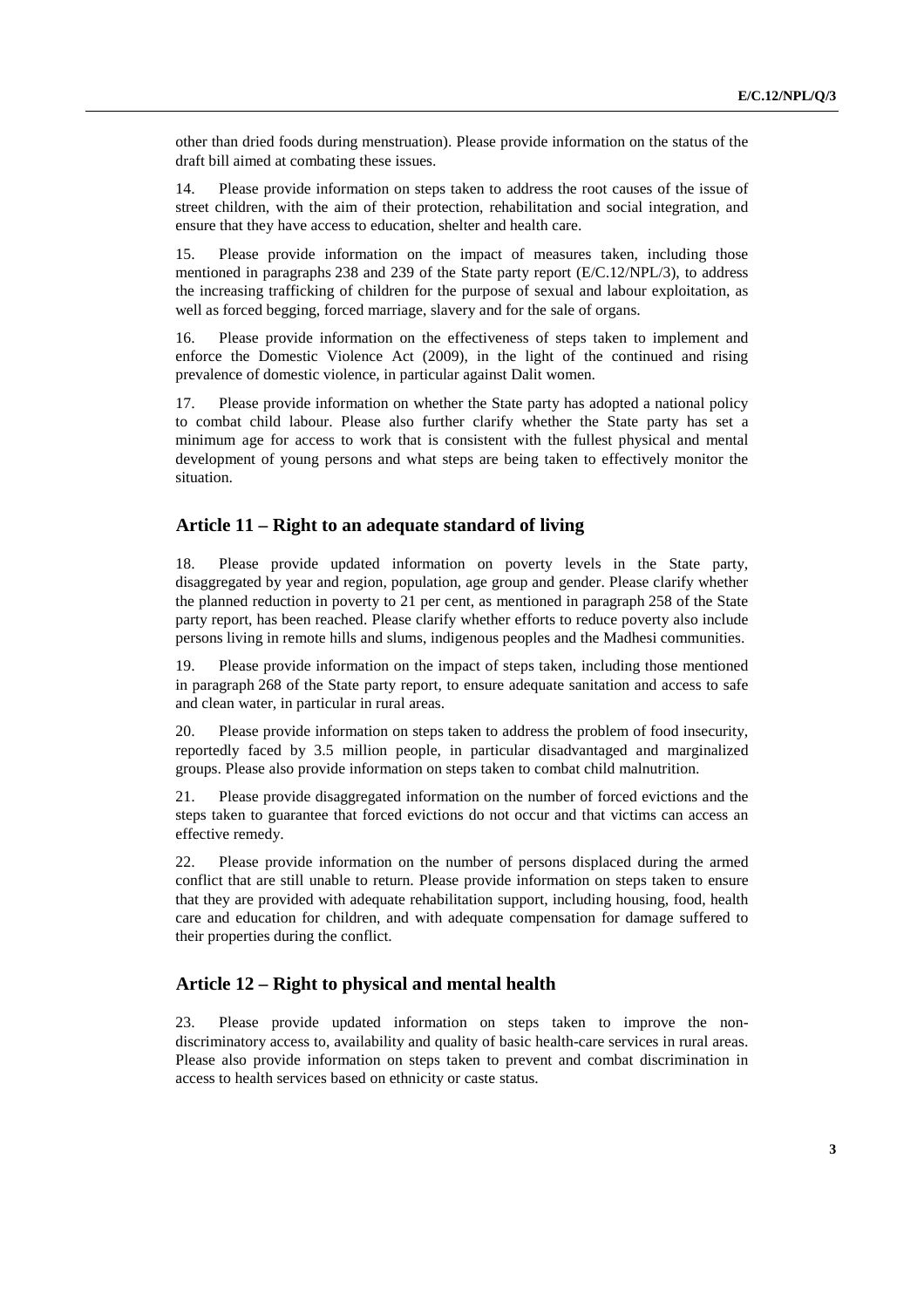other than dried foods during menstruation). Please provide information on the status of the draft bill aimed at combating these issues.

14. Please provide information on steps taken to address the root causes of the issue of street children, with the aim of their protection, rehabilitation and social integration, and ensure that they have access to education, shelter and health care.

15. Please provide information on the impact of measures taken, including those mentioned in paragraphs 238 and 239 of the State party report (E/C.12/NPL/3), to address the increasing trafficking of children for the purpose of sexual and labour exploitation, as well as forced begging, forced marriage, slavery and for the sale of organs.

16. Please provide information on the effectiveness of steps taken to implement and enforce the Domestic Violence Act (2009), in the light of the continued and rising prevalence of domestic violence, in particular against Dalit women.

17. Please provide information on whether the State party has adopted a national policy to combat child labour. Please also further clarify whether the State party has set a minimum age for access to work that is consistent with the fullest physical and mental development of young persons and what steps are being taken to effectively monitor the situation.

## Article 11 – Right to an adequate standard of living

18. Please provide updated information on poverty levels in the State party, disaggregated by year and region, population, age group and gender. Please clarify whether the planned reduction in poverty to 21 per cent, as mentioned in paragraph 258 of the State party report, has been reached. Please clarify whether efforts to reduce poverty also include persons living in remote hills and slums, indigenous peoples and the Madhesi communities.

19. Please provide information on the impact of steps taken, including those mentioned in paragraph 268 of the State party report, to ensure adequate sanitation and access to safe and clean water, in particular in rural areas.

20. Please provide information on steps taken to address the problem of food insecurity, reportedly faced by 3.5 million people, in particular disadvantaged and marginalized groups. Please also provide information on steps taken to combat child malnutrition.

21. Please provide disaggregated information on the number of forced evictions and the steps taken to guarantee that forced evictions do not occur and that victims can access an effective remedy.

22. Please provide information on the number of persons displaced during the armed conflict that are still unable to return. Please provide information on steps taken to ensure that they are provided with adequate rehabilitation support, including housing, food, health care and education for children, and with adequate compensation for damage suffered to their properties during the conflict.

## Article 12 – Right to physical and mental health

23. Please provide updated information on steps taken to improve the non-discriminatory access to, availability and quality of basic health-care services in rural areas. Please also provide information on steps taken to prevent and combat discrimination in access to health services based on ethnicity or caste status.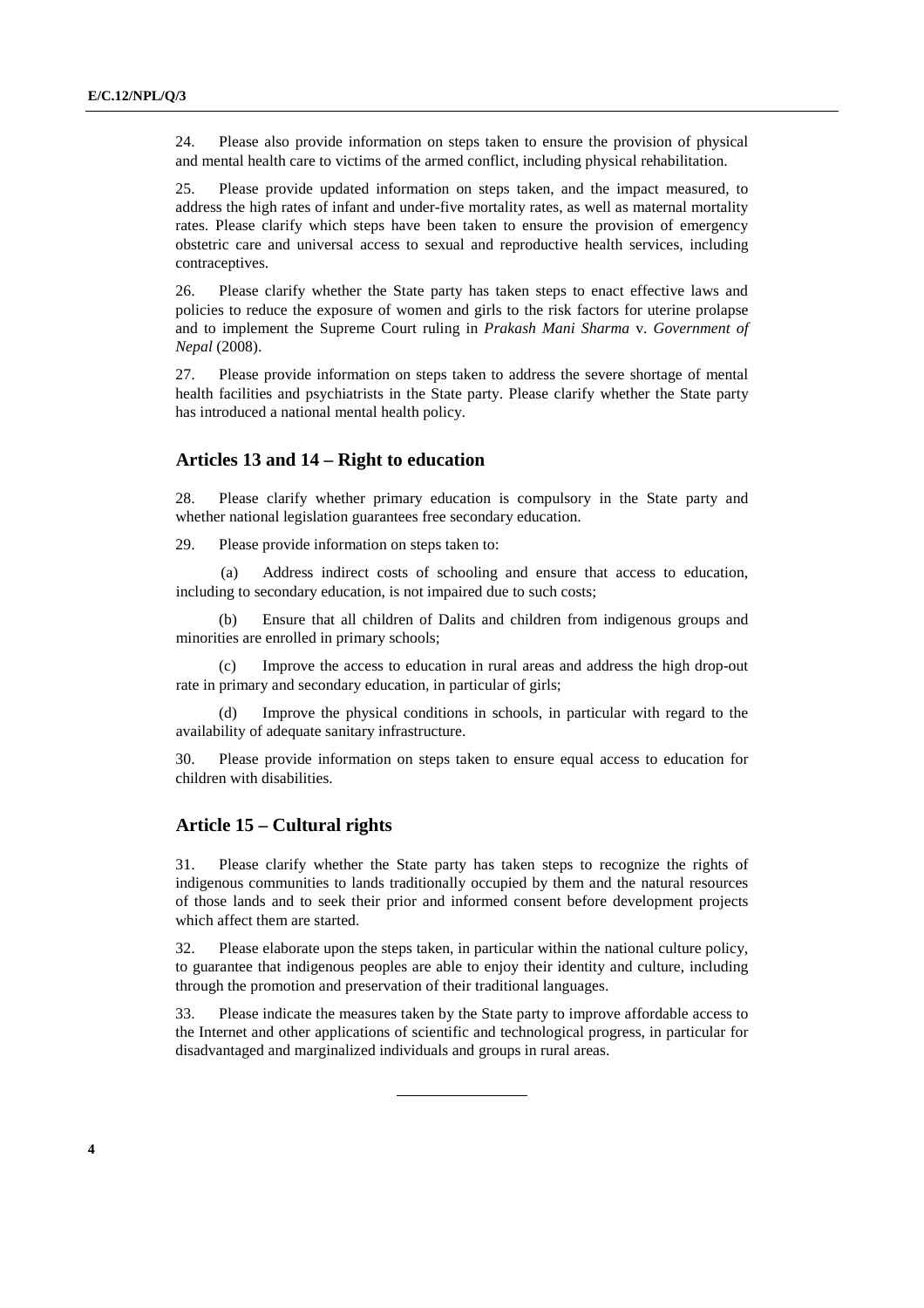24. Please also provide information on steps taken to ensure the provision of physical and mental health care to victims of the armed conflict, including physical rehabilitation.

25. Please provide updated information on steps taken, and the impact measured, to address the high rates of infant and under-five mortality rates, as well as maternal mortality rates. Please clarify which steps have been taken to ensure the provision of emergency obstetric care and universal access to sexual and reproductive health services, including contraceptives.

26. Please clarify whether the State party has taken steps to enact effective laws and policies to reduce the exposure of women and girls to the risk factors for uterine prolapse and to implement the Supreme Court ruling in *Prakash Mani Sharma* v. *Government of Nepal* (2008).

27. Please provide information on steps taken to address the severe shortage of mental health facilities and psychiatrists in the State party. Please clarify whether the State party has introduced a national mental health policy.

## Articles 13 and 14 – Right to education

28. Please clarify whether primary education is compulsory in the State party and whether national legislation guarantees free secondary education.

29. Please provide information on steps taken to:

(a) Address indirect costs of schooling and ensure that access to education, including to secondary education, is not impaired due to such costs;

(b) Ensure that all children of Dalits and children from indigenous groups and minorities are enrolled in primary schools;

(c) Improve the access to education in rural areas and address the high drop-out rate in primary and secondary education, in particular of girls;

(d) Improve the physical conditions in schools, in particular with regard to the availability of adequate sanitary infrastructure.

30. Please provide information on steps taken to ensure equal access to education for children with disabilities.

## Article 15 – Cultural rights

31. Please clarify whether the State party has taken steps to recognize the rights of indigenous communities to lands traditionally occupied by them and the natural resources of those lands and to seek their prior and informed consent before development projects which affect them are started.

32. Please elaborate upon the steps taken, in particular within the national culture policy, to guarantee that indigenous peoples are able to enjoy their identity and culture, including through the promotion and preservation of their traditional languages.

33. Please indicate the measures taken by the State party to improve affordable access to the Internet and other applications of scientific and technological progress, in particular for disadvantaged and marginalized individuals and groups in rural areas.